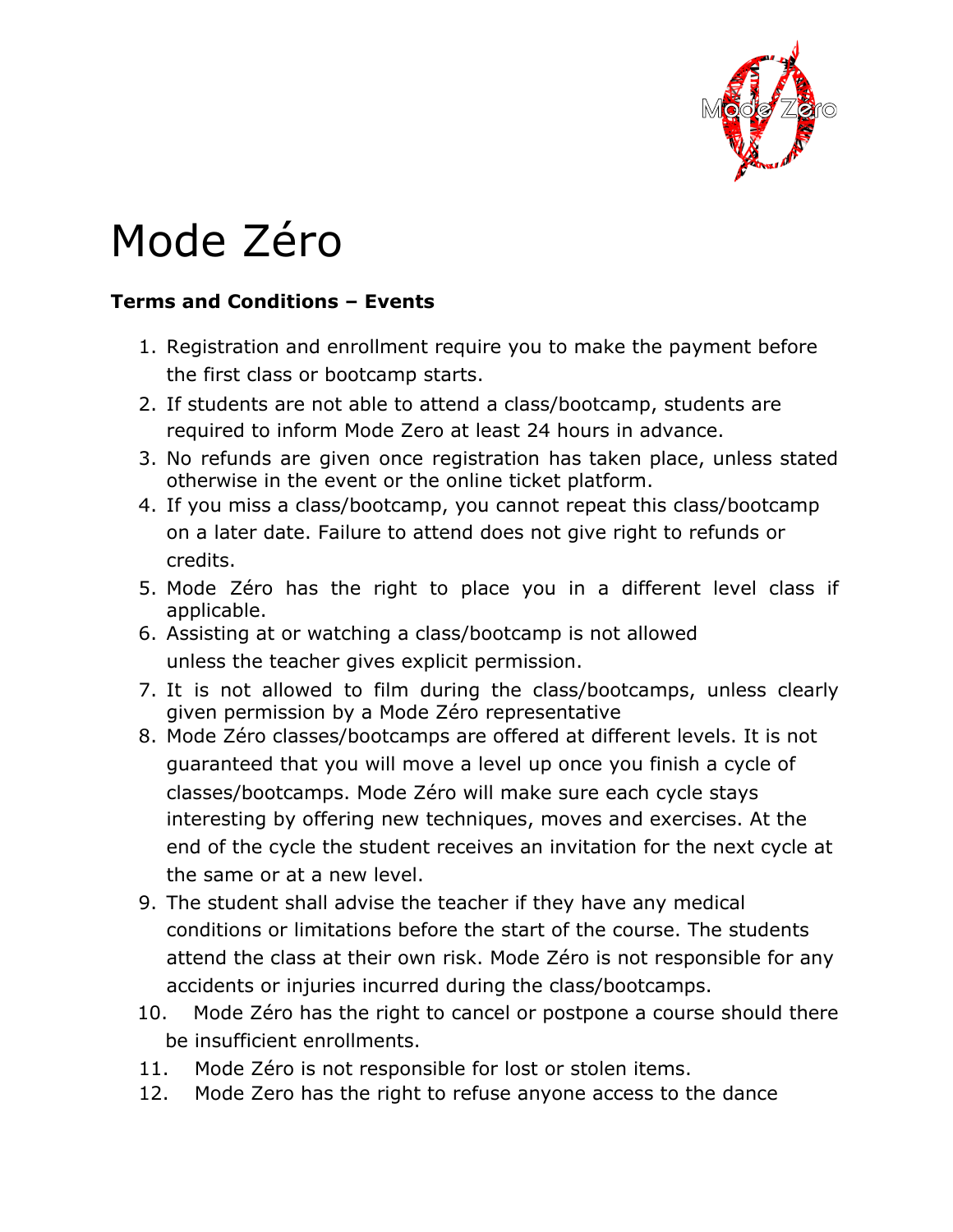# Mode Zéro

**Terms and Conditions – Events**

1. Registration and enrollment require you to make the payment before the first class or bootcamp starts.
2. If students are not able to attend a class/bootcamp, students are required to inform Mode Zero at least 24 hours in advance.
3. No refunds are given once registration has taken place, unless stated otherwise in the event or the online ticket platform.
4. If you miss a class/bootcamp, you cannot repeat this class/bootcamp on a later date. Failure to attend does not give right to refunds or credits.
5. Mode Zéro has the right to place you in a different level class if applicable.
6. Assisting at or watching a class/bootcamp is not allowed unless the teacher gives explicit permission.
7. It is not allowed to film during the class/bootcamps, unless clearly given permission by a Mode Zéro representative
8. Mode Zéro classes/bootcamps are offered at different levels. It is not guaranteed that you will move a level up once you finish a cycle of classes/bootcamps. Mode Zéro will make sure each cycle stays interesting by offering new techniques, moves and exercises. At the end of the cycle the student receives an invitation for the next cycle at the same or at a new level.
9. The student shall advise the teacher if they have any medical conditions or limitations before the start of the course. The students attend the class at their own risk. Mode Zéro is not responsible for any accidents or injuries incurred during the class/bootcamps.
10. Mode Zéro has the right to cancel or postpone a course should there be insufficient enrollments.
11. Mode Zéro is not responsible for lost or stolen items.
12. Mode Zero has the right to refuse anyone access to the dance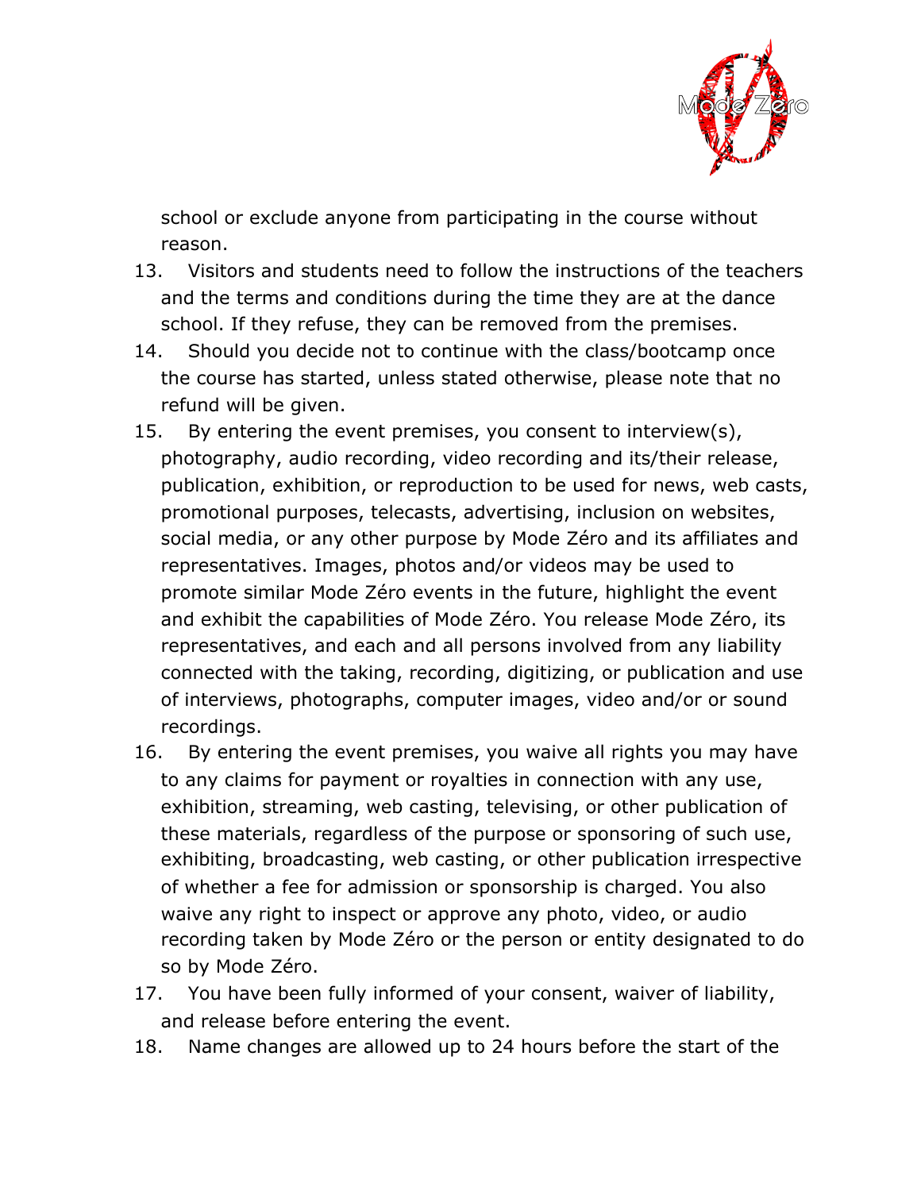school or exclude anyone from participating in the course without reason.

13. Visitors and students need to follow the instructions of the teachers and the terms and conditions during the time they are at the dance school. If they refuse, they can be removed from the premises.
14. Should you decide not to continue with the class/bootcamp once the course has started, unless stated otherwise, please note that no refund will be given.
15. By entering the event premises, you consent to interview(s), photography, audio recording, video recording and its/their release, publication, exhibition, or reproduction to be used for news, web casts, promotional purposes, telecasts, advertising, inclusion on websites, social media, or any other purpose by Mode Zéro and its affiliates and representatives. Images, photos and/or videos may be used to promote similar Mode Zéro events in the future, highlight the event and exhibit the capabilities of Mode Zéro. You release Mode Zéro, its representatives, and each and all persons involved from any liability connected with the taking, recording, digitizing, or publication and use of interviews, photographs, computer images, video and/or or sound recordings.
16. By entering the event premises, you waive all rights you may have to any claims for payment or royalties in connection with any use, exhibition, streaming, web casting, televising, or other publication of these materials, regardless of the purpose or sponsoring of such use, exhibiting, broadcasting, web casting, or other publication irrespective of whether a fee for admission or sponsorship is charged. You also waive any right to inspect or approve any photo, video, or audio recording taken by Mode Zéro or the person or entity designated to do so by Mode Zéro.
17. You have been fully informed of your consent, waiver of liability, and release before entering the event.
18. Name changes are allowed up to 24 hours before the start of the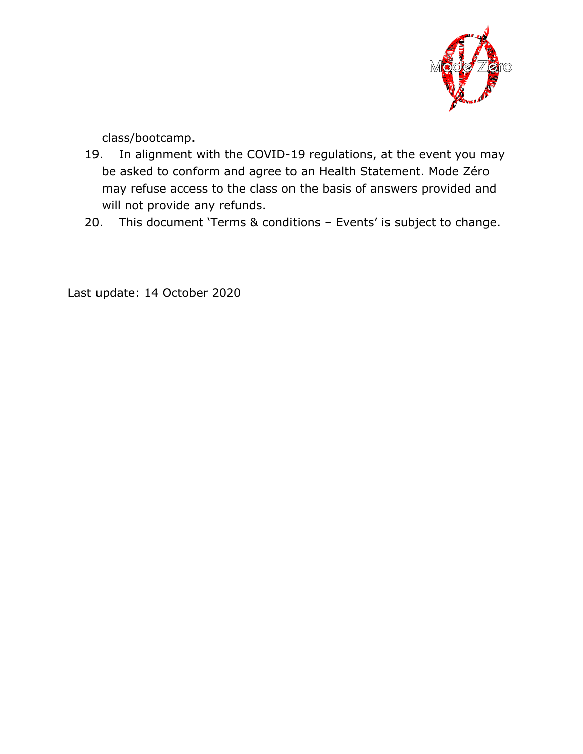class/bootcamp.

19. In alignment with the COVID-19 regulations, at the event you may be asked to conform and agree to an Health Statement. Mode Zéro may refuse access to the class on the basis of answers provided and will not provide any refunds.
20. This document 'Terms & conditions – Events' is subject to change.

Last update: 14 October 2020